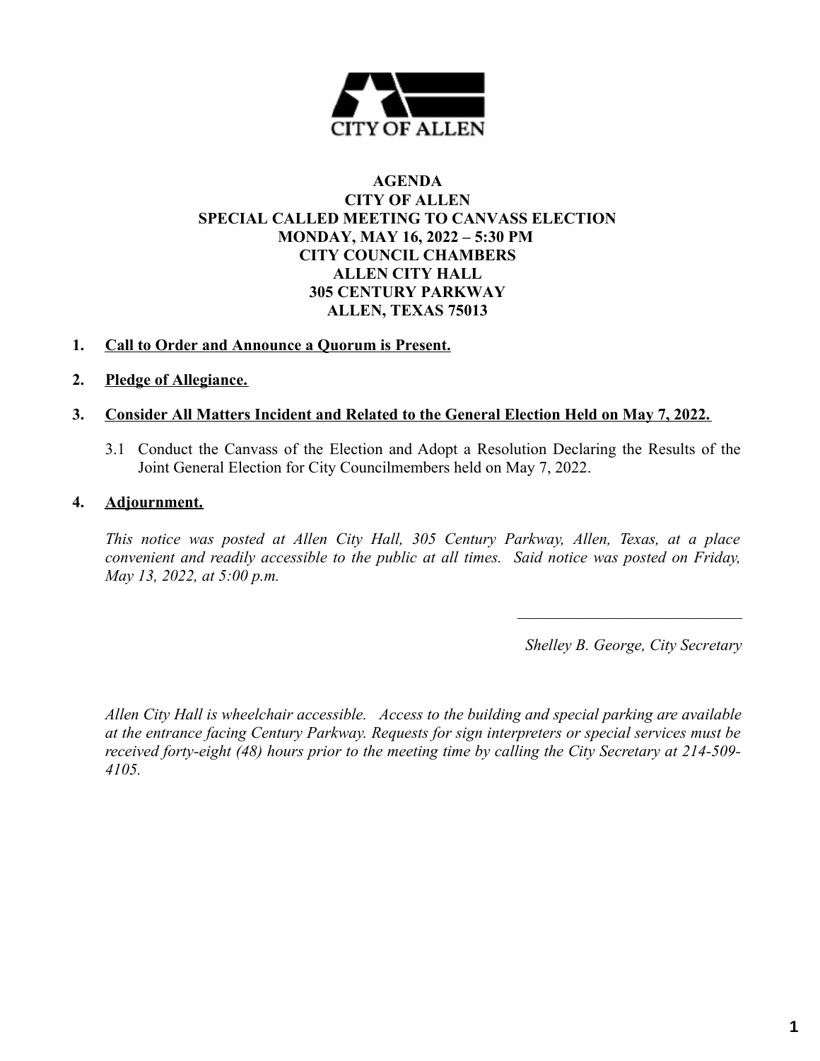CITY OF ALLEN

**AGENDA**
**CITY OF ALLEN**
**SPECIAL CALLED MEETING TO CANVASS ELECTION**
**MONDAY, MAY 16, 2022 – 5:30 PM**
**CITY COUNCIL CHAMBERS**
**ALLEN CITY HALL**
**305 CENTURY PARKWAY**
**ALLEN, TEXAS 75013**

1. **Call to Order and Announce a Quorum is Present.**

2. **Pledge of Allegiance.**

3. **Consider All Matters Incident and Related to the General Election Held on May 7, 2022.**

   3.1 Conduct the Canvass of the Election and Adopt a Resolution Declaring the Results of the Joint General Election for City Councilmembers held on May 7, 2022.

4. **Adjournment.**

*This notice was posted at Allen City Hall, 305 Century Parkway, Allen, Texas, at a place convenient and readily accessible to the public at all times. Said notice was posted on Friday, May 13, 2022, at 5:00 p.m.*

\_\_\_\_\_\_\_\_\_\_\_\_\_\_\_\_\_\_\_\_\_\_\_\_\_\_\_\_\_\_

*Shelley B. George, City Secretary*

*Allen City Hall is wheelchair accessible. Access to the building and special parking are available at the entrance facing Century Parkway. Requests for sign interpreters or special services must be received forty-eight (48) hours prior to the meeting time by calling the City Secretary at 214-509-4105.*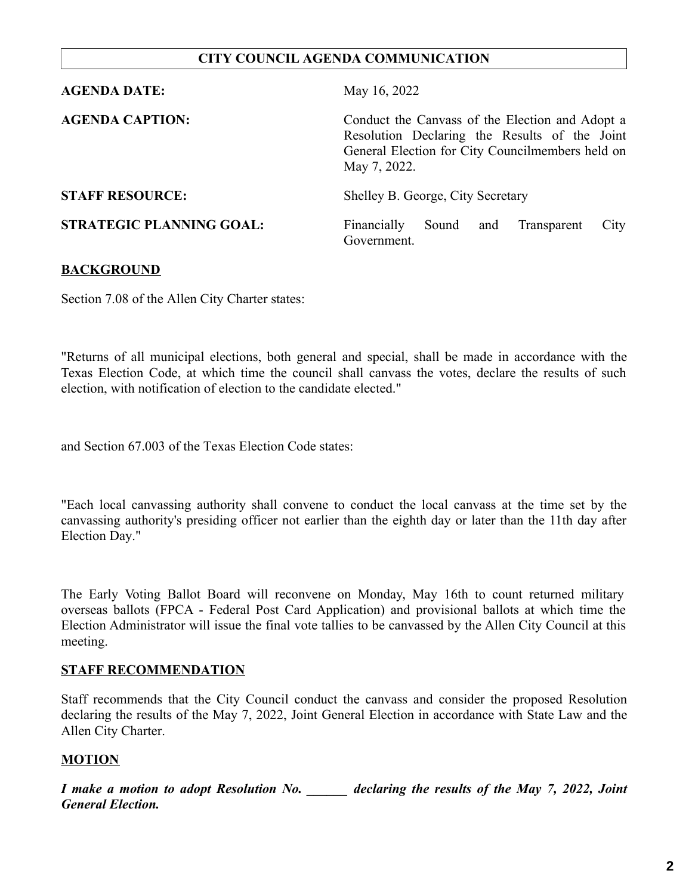# CITY COUNCIL AGENDA COMMUNICATION

| | |
|---|---|
| **AGENDA DATE:** | May 16, 2022 |
| **AGENDA CAPTION:** | Conduct the Canvass of the Election and Adopt a Resolution Declaring the Results of the Joint General Election for City Councilmembers held on May 7, 2022. |
| **STAFF RESOURCE:** | Shelley B. George, City Secretary |
| **STRATEGIC PLANNING GOAL:** | Financially Sound and Transparent City Government. |

## BACKGROUND

Section 7.08 of the Allen City Charter states:

"Returns of all municipal elections, both general and special, shall be made in accordance with the Texas Election Code, at which time the council shall canvass the votes, declare the results of such election, with notification of election to the candidate elected."

and Section 67.003 of the Texas Election Code states:

"Each local canvassing authority shall convene to conduct the local canvass at the time set by the canvassing authority's presiding officer not earlier than the eighth day or later than the 11th day after Election Day."

The Early Voting Ballot Board will reconvene on Monday, May 16th to count returned military overseas ballots (FPCA - Federal Post Card Application) and provisional ballots at which time the Election Administrator will issue the final vote tallies to be canvassed by the Allen City Council at this meeting.

## STAFF RECOMMENDATION

Staff recommends that the City Council conduct the canvass and consider the proposed Resolution declaring the results of the May 7, 2022, Joint General Election in accordance with State Law and the Allen City Charter.

## MOTION

***I make a motion to adopt Resolution No. ______ declaring the results of the May 7, 2022, Joint General Election.***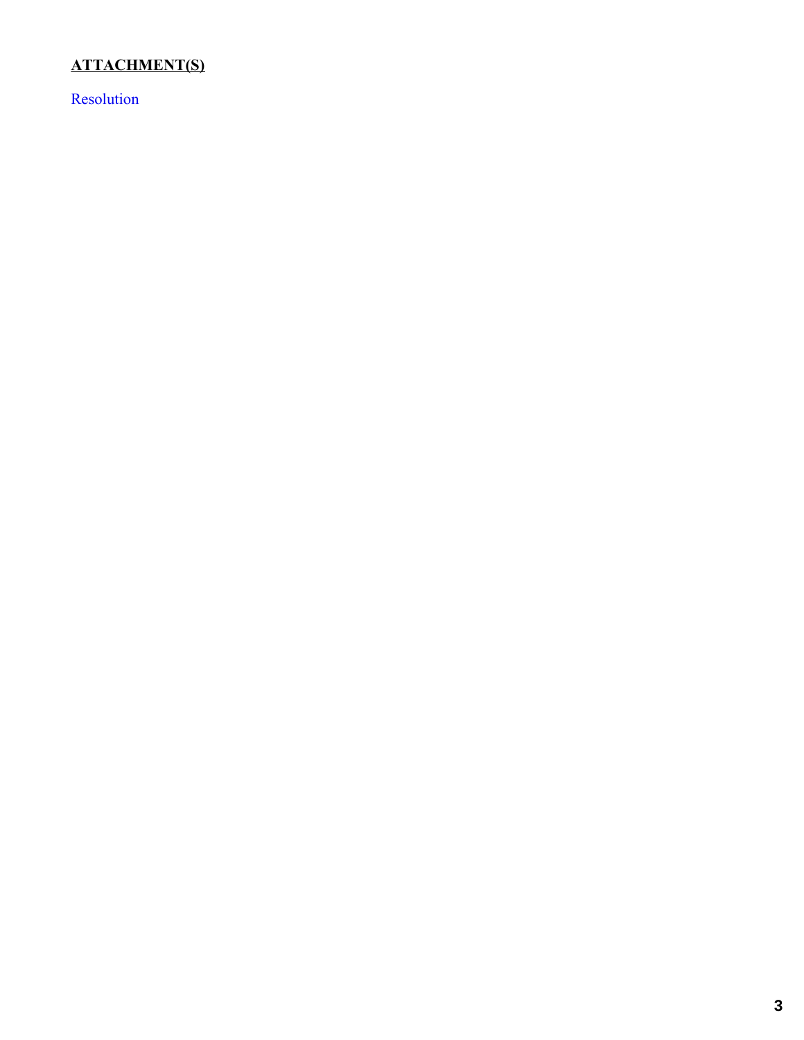**ATTACHMENT(S)**

Resolution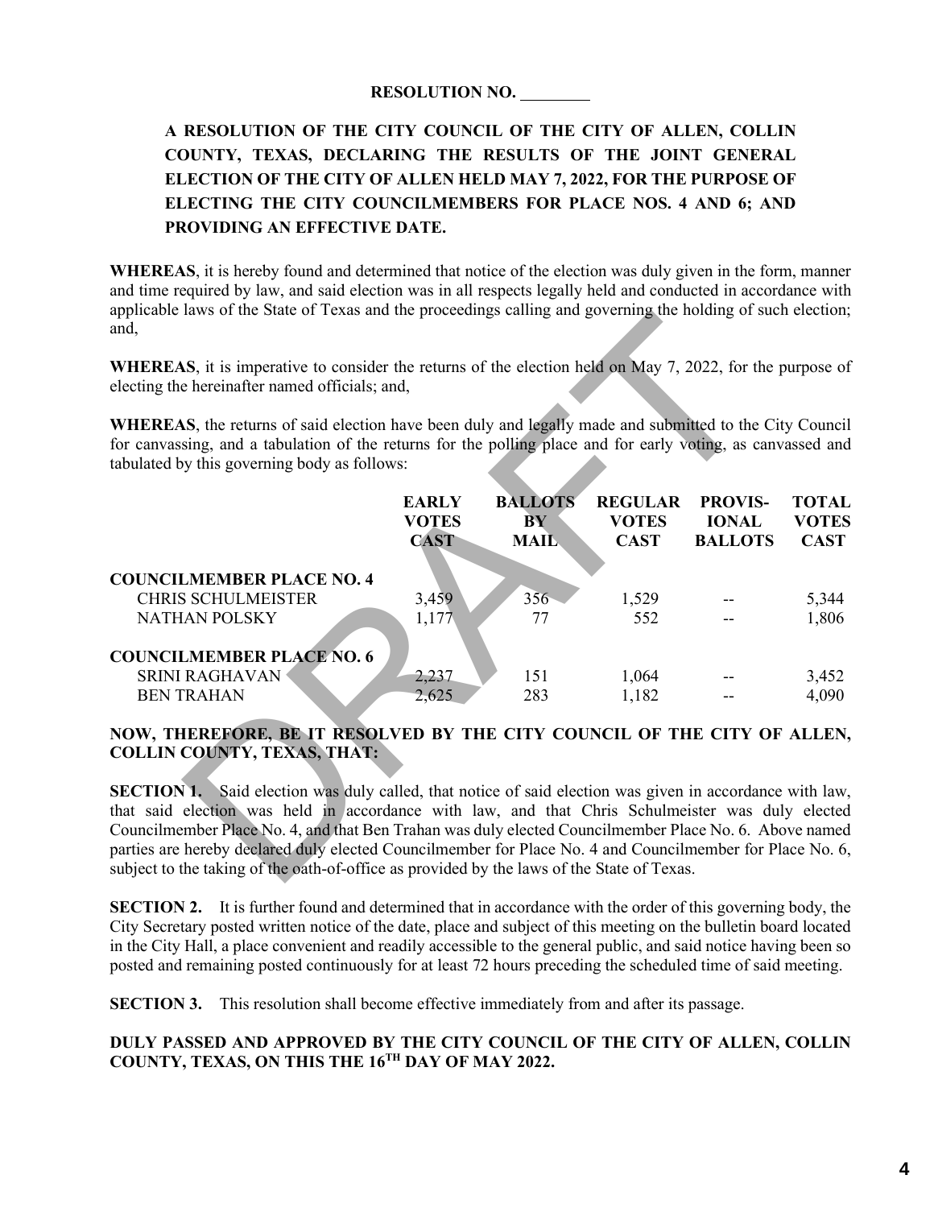**RESOLUTION NO. \_\_\_\_\_\_\_\_**

**A RESOLUTION OF THE CITY COUNCIL OF THE CITY OF ALLEN, COLLIN COUNTY, TEXAS, DECLARING THE RESULTS OF THE JOINT GENERAL ELECTION OF THE CITY OF ALLEN HELD MAY 7, 2022, FOR THE PURPOSE OF ELECTING THE CITY COUNCILMEMBERS FOR PLACE NOS. 4 AND 6; AND PROVIDING AN EFFECTIVE DATE.**

**WHEREAS**, it is hereby found and determined that notice of the election was duly given in the form, manner and time required by law, and said election was in all respects legally held and conducted in accordance with applicable laws of the State of Texas and the proceedings calling and governing the holding of such election; and,

**WHEREAS**, it is imperative to consider the returns of the election held on May 7, 2022, for the purpose of electing the hereinafter named officials; and,

**WHEREAS**, the returns of said election have been duly and legally made and submitted to the City Council for canvassing, and a tabulation of the returns for the polling place and for early voting, as canvassed and tabulated by this governing body as follows:

| | EARLY VOTES CAST | BALLOTS BY MAIL | REGULAR VOTES CAST | PROVISIONAL BALLOTS | TOTAL VOTES CAST |
|---|---|---|---|---|---|
| **COUNCILMEMBER PLACE NO. 4** | | | | | |
| CHRIS SCHULMEISTER | 3,459 | 356 | 1,529 | -- | 5,344 |
| NATHAN POLSKY | 1,177 | 77 | 552 | -- | 1,806 |
| **COUNCILMEMBER PLACE NO. 6** | | | | | |
| SRINI RAGHAVAN | 2,237 | 151 | 1,064 | -- | 3,452 |
| BEN TRAHAN | 2,625 | 283 | 1,182 | -- | 4,090 |

**NOW, THEREFORE, BE IT RESOLVED BY THE CITY COUNCIL OF THE CITY OF ALLEN, COLLIN COUNTY, TEXAS, THAT:**

**SECTION 1.** Said election was duly called, that notice of said election was given in accordance with law, that said election was held in accordance with law, and that Chris Schulmeister was duly elected Councilmember Place No. 4, and that Ben Trahan was duly elected Councilmember Place No. 6. Above named parties are hereby declared duly elected Councilmember for Place No. 4 and Councilmember for Place No. 6, subject to the taking of the oath-of-office as provided by the laws of the State of Texas.

**SECTION 2.** It is further found and determined that in accordance with the order of this governing body, the City Secretary posted written notice of the date, place and subject of this meeting on the bulletin board located in the City Hall, a place convenient and readily accessible to the general public, and said notice having been so posted and remaining posted continuously for at least 72 hours preceding the scheduled time of said meeting.

**SECTION 3.** This resolution shall become effective immediately from and after its passage.

**DULY PASSED AND APPROVED BY THE CITY COUNCIL OF THE CITY OF ALLEN, COLLIN COUNTY, TEXAS, ON THIS THE 16TH DAY OF MAY 2022.**

DRAFT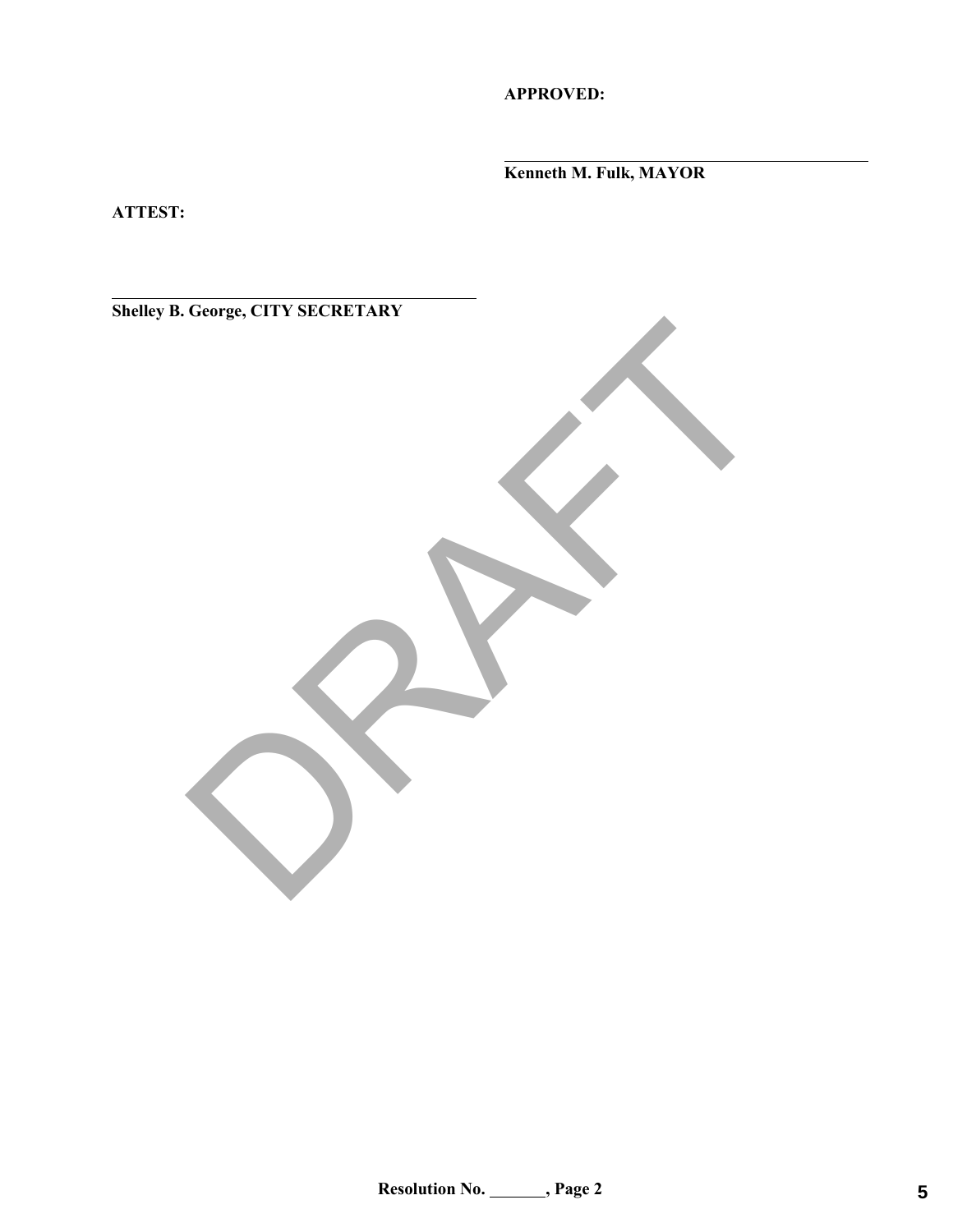**APPROVED:**

\_\_\_\_\_\_\_\_\_\_\_\_\_\_\_\_\_\_\_\_\_\_\_\_\_\_\_\_\_\_\_\_\_\_\_\_\_\_\_\_

**Kenneth M. Fulk, MAYOR**

**ATTEST:**

\_\_\_\_\_\_\_\_\_\_\_\_\_\_\_\_\_\_\_\_\_\_\_\_\_\_\_\_\_\_\_\_\_\_\_\_\_\_\_\_

**Shelley B. George, CITY SECRETARY**

DRAFT

**Resolution No. _______, Page 2**